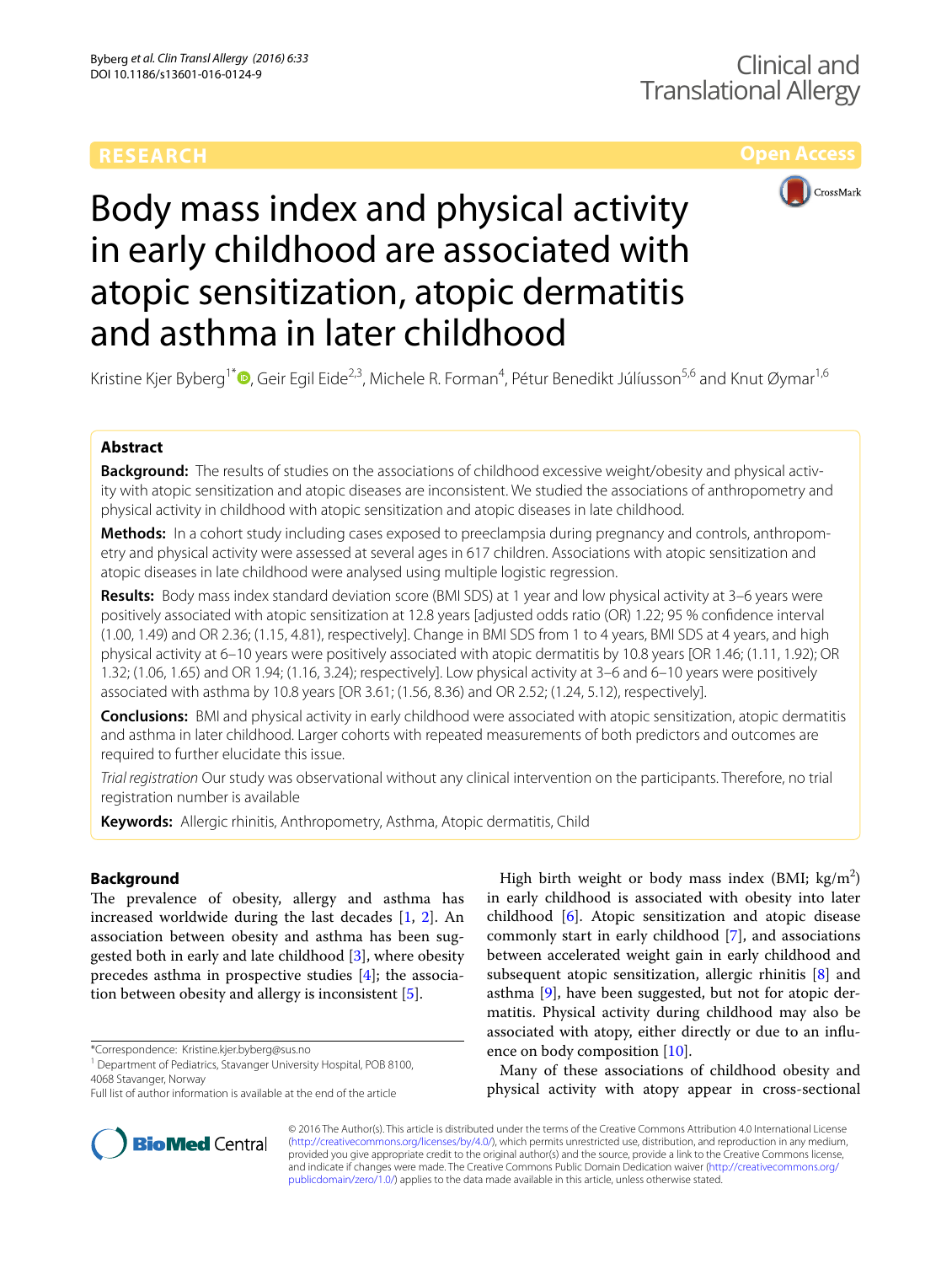RESEARCH

Open Access

# Body mass index and physical activity in early childhood are associated with atopic sensitization, atopic dermatitis and asthma in later childhood

Kristine Kjer Byberg[1*], Geir Egil Eide[2,3], Michele R. Forman[4], Pétur Benedikt Júlíusson[5,6] and Knut Øymar[1,6]

## Abstract

**Background:** The results of studies on the associations of childhood excessive weight/obesity and physical activity with atopic sensitization and atopic diseases are inconsistent. We studied the associations of anthropometry and physical activity in childhood with atopic sensitization and atopic diseases in late childhood.

**Methods:** In a cohort study including cases exposed to preeclampsia during pregnancy and controls, anthropometry and physical activity were assessed at several ages in 617 children. Associations with atopic sensitization and atopic diseases in late childhood were analysed using multiple logistic regression.

**Results:** Body mass index standard deviation score (BMI SDS) at 1 year and low physical activity at 3–6 years were positively associated with atopic sensitization at 12.8 years [adjusted odds ratio (OR) 1.22; 95 % confidence interval (1.00, 1.49) and OR 2.36; (1.15, 4.81), respectively]. Change in BMI SDS from 1 to 4 years, BMI SDS at 4 years, and high physical activity at 6–10 years were positively associated with atopic dermatitis by 10.8 years [OR 1.46; (1.11, 1.92); OR 1.32; (1.06, 1.65) and OR 1.94; (1.16, 3.24); respectively]. Low physical activity at 3–6 and 6–10 years were positively associated with asthma by 10.8 years [OR 3.61; (1.56, 8.36) and OR 2.52; (1.24, 5.12), respectively].

**Conclusions:** BMI and physical activity in early childhood were associated with atopic sensitization, atopic dermatitis and asthma in later childhood. Larger cohorts with repeated measurements of both predictors and outcomes are required to further elucidate this issue.

*Trial registration* Our study was observational without any clinical intervention on the participants. Therefore, no trial registration number is available

**Keywords:** Allergic rhinitis, Anthropometry, Asthma, Atopic dermatitis, Child

## Background

The prevalence of obesity, allergy and asthma has increased worldwide during the last decades [1, 2]. An association between obesity and asthma has been suggested both in early and late childhood [3], where obesity precedes asthma in prospective studies [4]; the association between obesity and allergy is inconsistent [5].

High birth weight or body mass index (BMI; kg/m$^2$) in early childhood is associated with obesity into later childhood [6]. Atopic sensitization and atopic disease commonly start in early childhood [7], and associations between accelerated weight gain in early childhood and subsequent atopic sensitization, allergic rhinitis [8] and asthma [9], have been suggested, but not for atopic dermatitis. Physical activity during childhood may also be associated with atopy, either directly or due to an influence on body composition [10].

Many of these associations of childhood obesity and physical activity with atopy appear in cross-sectional

*Correspondence: Kristine.kjer.byberg@sus.no
[1] Department of Pediatrics, Stavanger University Hospital, POB 8100, 4068 Stavanger, Norway
Full list of author information is available at the end of the article

© 2016 The Author(s). This article is distributed under the terms of the Creative Commons Attribution 4.0 International License (http://creativecommons.org/licenses/by/4.0/), which permits unrestricted use, distribution, and reproduction in any medium, provided you give appropriate credit to the original author(s) and the source, provide a link to the Creative Commons license, and indicate if changes were made. The Creative Commons Public Domain Dedication waiver (http://creativecommons.org/publicdomain/zero/1.0/) applies to the data made available in this article, unless otherwise stated.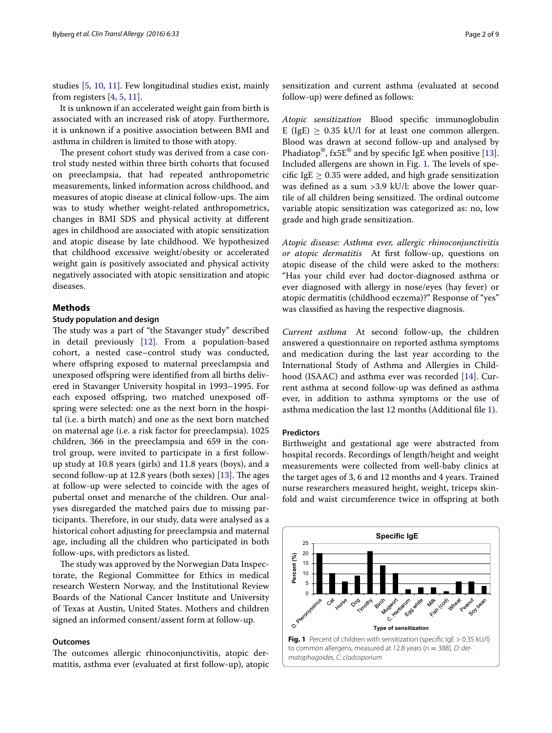studies [5, 10, 11]. Few longitudinal studies exist, mainly from registers [4, 5, 11].

It is unknown if an accelerated weight gain from birth is associated with an increased risk of atopy. Furthermore, it is unknown if a positive association between BMI and asthma in children is limited to those with atopy.

The present cohort study was derived from a case control study nested within three birth cohorts that focused on preeclampsia, that had repeated anthropometric measurements, linked information across childhood, and measures of atopic disease at clinical follow-ups. The aim was to study whether weight-related anthropometrics, changes in BMI SDS and physical activity at different ages in childhood are associated with atopic sensitization and atopic disease by late childhood. We hypothesized that childhood excessive weight/obesity or accelerated weight gain is positively associated and physical activity negatively associated with atopic sensitization and atopic diseases.

## Methods

### Study population and design

The study was a part of "the Stavanger study" described in detail previously [12]. From a population-based cohort, a nested case–control study was conducted, where offspring exposed to maternal preeclampsia and unexposed offspring were identified from all births delivered in Stavanger University hospital in 1993–1995. For each exposed offspring, two matched unexposed offspring were selected: one as the next born in the hospital (i.e. a birth match) and one as the next born matched on maternal age (i.e. a risk factor for preeclampsia). 1025 children, 366 in the preeclampsia and 659 in the control group, were invited to participate in a first follow-up study at 10.8 years (girls) and 11.8 years (boys), and a second follow-up at 12.8 years (both sexes) [13]. The ages at follow-up were selected to coincide with the ages of pubertal onset and menarche of the children. Our analyses disregarded the matched pairs due to missing participants. Therefore, in our study, data were analysed as a historical cohort adjusting for preeclampsia and maternal age, including all the children who participated in both follow-ups, with predictors as listed.

The study was approved by the Norwegian Data Inspectorate, the Regional Committee for Ethics in medical research Western Norway, and the Institutional Review Boards of the National Cancer Institute and University of Texas at Austin, United States. Mothers and children signed an informed consent/assent form at follow-up.

### Outcomes

The outcomes allergic rhinoconjunctivitis, atopic dermatitis, asthma ever (evaluated at first follow-up), atopic sensitization and current asthma (evaluated at second follow-up) were defined as follows:

*Atopic sensitization* Blood specific immunoglobulin E (IgE) $\geq$ 0.35 kU/l for at least one common allergen. Blood was drawn at second follow-up and analysed by Phadiatop®, fx5E® and by specific IgE when positive [13]. Included allergens are shown in Fig. 1. The levels of specific IgE $\geq$ 0.35 were added, and high grade sensitization was defined as a sum >3.9 kU/l: above the lower quartile of all children being sensitized. The ordinal outcome variable atopic sensitization was categorized as: no, low grade and high grade sensitization.

*Atopic disease: Asthma ever, allergic rhinoconjunctivitis or atopic dermatitis* At first follow-up, questions on atopic disease of the child were asked to the mothers: "Has your child ever had doctor-diagnosed asthma or ever diagnosed with allergy in nose/eyes (hay fever) or atopic dermatitis (childhood eczema)?" Response of "yes" was classified as having the respective diagnosis.

*Current asthma* At second follow-up, the children answered a questionnaire on reported asthma symptoms and medication during the last year according to the International Study of Asthma and Allergies in Childhood (ISAAC) and asthma ever was recorded [14]. Current asthma at second follow-up was defined as asthma ever, in addition to asthma symptoms or the use of asthma medication the last 12 months (Additional file 1).

### Predictors

Birthweight and gestational age were abstracted from hospital records. Recordings of length/height and weight measurements were collected from well-baby clinics at the target ages of 3, 6 and 12 months and 4 years. Trained nurse researchers measured height, weight, triceps skinfold and waist circumference twice in offspring at both

**Fig. 1** Percent of children with sensitization (specific IgE > 0.35 kU/l) to common allergens, measured at 12.8 years (n = 388). *D: dermatophagoides*, *C: cladosporium*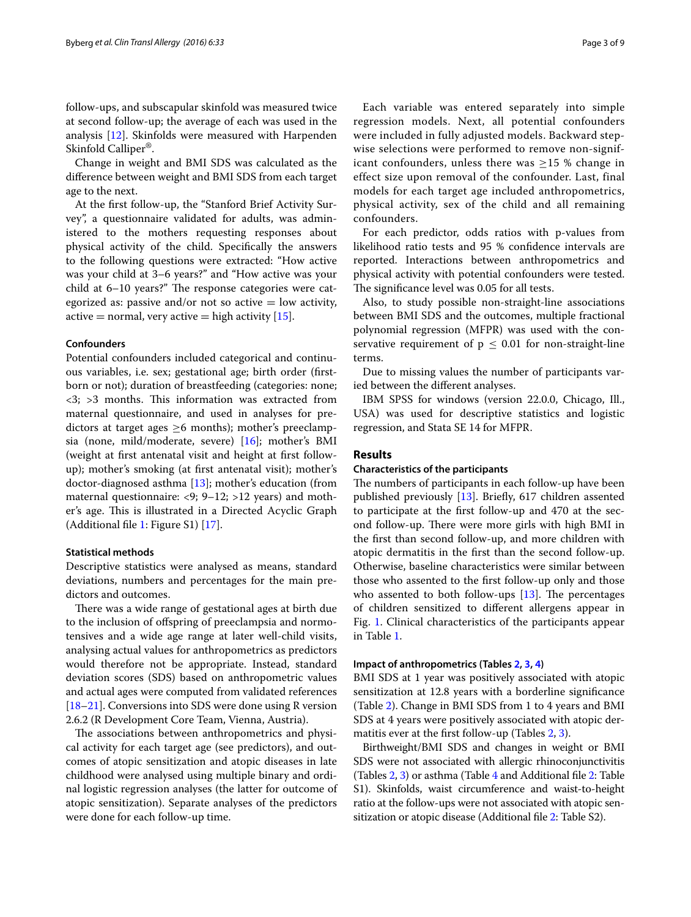follow-ups, and subscapular skinfold was measured twice at second follow-up; the average of each was used in the analysis [12]. Skinfolds were measured with Harpenden Skinfold Calliper®.

Change in weight and BMI SDS was calculated as the difference between weight and BMI SDS from each target age to the next.

At the first follow-up, the "Stanford Brief Activity Survey", a questionnaire validated for adults, was administered to the mothers requesting responses about physical activity of the child. Specifically the answers to the following questions were extracted: "How active was your child at 3–6 years?" and "How active was your child at 6–10 years?" The response categories were categorized as: passive and/or not so active = low activity, active = normal, very active = high activity [15].

#### Confounders

Potential confounders included categorical and continuous variables, i.e. sex; gestational age; birth order (firstborn or not); duration of breastfeeding (categories: none; <3; >3 months. This information was extracted from maternal questionnaire, and used in analyses for predictors at target ages ≥6 months); mother's preeclampsia (none, mild/moderate, severe) [16]; mother's BMI (weight at first antenatal visit and height at first follow-up); mother's smoking (at first antenatal visit); mother's doctor-diagnosed asthma [13]; mother's education (from maternal questionnaire: <9; 9–12; >12 years) and mother's age. This is illustrated in a Directed Acyclic Graph (Additional file 1: Figure S1) [17].

#### Statistical methods

Descriptive statistics were analysed as means, standard deviations, numbers and percentages for the main predictors and outcomes.

There was a wide range of gestational ages at birth due to the inclusion of offspring of preeclampsia and normotensives and a wide age range at later well-child visits, analysing actual values for anthropometrics as predictors would therefore not be appropriate. Instead, standard deviation scores (SDS) based on anthropometric values and actual ages were computed from validated references [18–21]. Conversions into SDS were done using R version 2.6.2 (R Development Core Team, Vienna, Austria).

The associations between anthropometrics and physical activity for each target age (see predictors), and outcomes of atopic sensitization and atopic diseases in late childhood were analysed using multiple binary and ordinal logistic regression analyses (the latter for outcome of atopic sensitization). Separate analyses of the predictors were done for each follow-up time.

Each variable was entered separately into simple regression models. Next, all potential confounders were included in fully adjusted models. Backward stepwise selections were performed to remove non-significant confounders, unless there was ≥15 % change in effect size upon removal of the confounder. Last, final models for each target age included anthropometrics, physical activity, sex of the child and all remaining confounders.

For each predictor, odds ratios with p-values from likelihood ratio tests and 95 % confidence intervals are reported. Interactions between anthropometrics and physical activity with potential confounders were tested. The significance level was 0.05 for all tests.

Also, to study possible non-straight-line associations between BMI SDS and the outcomes, multiple fractional polynomial regression (MFPR) was used with the conservative requirement of $p \leq 0.01$ for non-straight-line terms.

Due to missing values the number of participants varied between the different analyses.

IBM SPSS for windows (version 22.0.0, Chicago, Ill., USA) was used for descriptive statistics and logistic regression, and Stata SE 14 for MFPR.

## Results

#### Characteristics of the participants

The numbers of participants in each follow-up have been published previously [13]. Briefly, 617 children assented to participate at the first follow-up and 470 at the second follow-up. There were more girls with high BMI in the first than second follow-up, and more children with atopic dermatitis in the first than the second follow-up. Otherwise, baseline characteristics were similar between those who assented to the first follow-up only and those who assented to both follow-ups [13]. The percentages of children sensitized to different allergens appear in Fig. 1. Clinical characteristics of the participants appear in Table 1.

#### Impact of anthropometrics (Tables 2, 3, 4)

BMI SDS at 1 year was positively associated with atopic sensitization at 12.8 years with a borderline significance (Table 2). Change in BMI SDS from 1 to 4 years and BMI SDS at 4 years were positively associated with atopic dermatitis ever at the first follow-up (Tables 2, 3).

Birthweight/BMI SDS and changes in weight or BMI SDS were not associated with allergic rhinoconjunctivitis (Tables 2, 3) or asthma (Table 4 and Additional file 2: Table S1). Skinfolds, waist circumference and waist-to-height ratio at the follow-ups were not associated with atopic sensitization or atopic disease (Additional file 2: Table S2).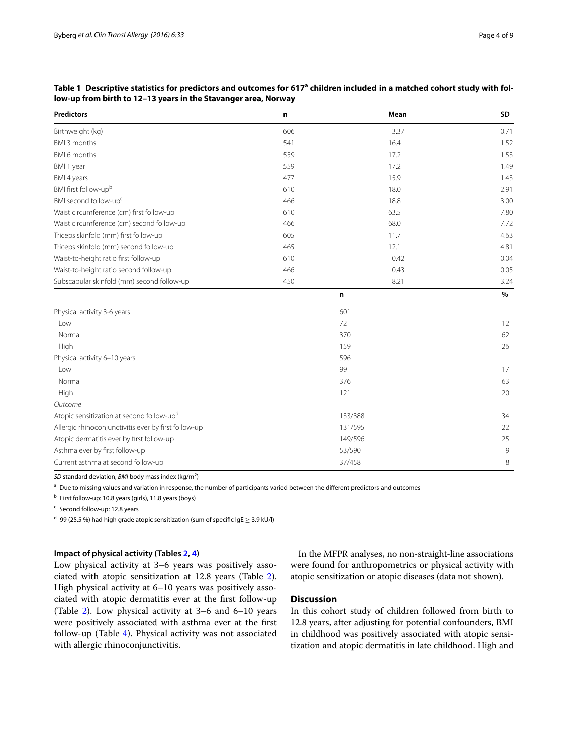**Table 1 Descriptive statistics for predictors and outcomes for 617[a] children included in a matched cohort study with follow-up from birth to 12–13 years in the Stavanger area, Norway**

| Predictors | n | Mean | SD |
|---|---|---|---|
| Birthweight (kg) | 606 | 3.37 | 0.71 |
| BMI 3 months | 541 | 16.4 | 1.52 |
| BMI 6 months | 559 | 17.2 | 1.53 |
| BMI 1 year | 559 | 17.2 | 1.49 |
| BMI 4 years | 477 | 15.9 | 1.43 |
| BMI first follow-up[b] | 610 | 18.0 | 2.91 |
| BMI second follow-up[c] | 466 | 18.8 | 3.00 |
| Waist circumference (cm) first follow-up | 610 | 63.5 | 7.80 |
| Waist circumference (cm) second follow-up | 466 | 68.0 | 7.72 |
| Triceps skinfold (mm) first follow-up | 605 | 11.7 | 4.63 |
| Triceps skinfold (mm) second follow-up | 465 | 12.1 | 4.81 |
| Waist-to-height ratio first follow-up | 610 | 0.42 | 0.04 |
| Waist-to-height ratio second follow-up | 466 | 0.43 | 0.05 |
| Subscapular skinfold (mm) second follow-up | 450 | 8.21 | 3.24 |
| | | **n** | **%** |
| Physical activity 3-6 years | | 601 | |
| Low | | 72 | 12 |
| Normal | | 370 | 62 |
| High | | 159 | 26 |
| Physical activity 6–10 years | | 596 | |
| Low | | 99 | 17 |
| Normal | | 376 | 63 |
| High | | 121 | 20 |
| *Outcome* | | | |
| Atopic sensitization at second follow-up[d] | | 133/388 | 34 |
| Allergic rhinoconjunctivitis ever by first follow-up | | 131/595 | 22 |
| Atopic dermatitis ever by first follow-up | | 149/596 | 25 |
| Asthma ever by first follow-up | | 53/590 | 9 |
| Current asthma at second follow-up | | 37/458 | 8 |

*SD* standard deviation, *BMI* body mass index (kg/m$^2$)

[a] Due to missing values and variation in response, the number of participants varied between the different predictors and outcomes

[b] First follow-up: 10.8 years (girls), 11.8 years (boys)

[c] Second follow-up: 12.8 years

[d] 99 (25.5 %) had high grade atopic sensitization (sum of specific IgE $\geq$ 3.9 kU/l)

### Impact of physical activity (Tables 2, 4)

Low physical activity at 3–6 years was positively associated with atopic sensitization at 12.8 years (Table 2). High physical activity at 6–10 years was positively associated with atopic dermatitis ever at the first follow-up (Table 2). Low physical activity at 3–6 and 6–10 years were positively associated with asthma ever at the first follow-up (Table 4). Physical activity was not associated with allergic rhinoconjunctivitis.

In the MFPR analyses, no non-straight-line associations were found for anthropometrics or physical activity with atopic sensitization or atopic diseases (data not shown).

## Discussion

In this cohort study of children followed from birth to 12.8 years, after adjusting for potential confounders, BMI in childhood was positively associated with atopic sensitization and atopic dermatitis in late childhood. High and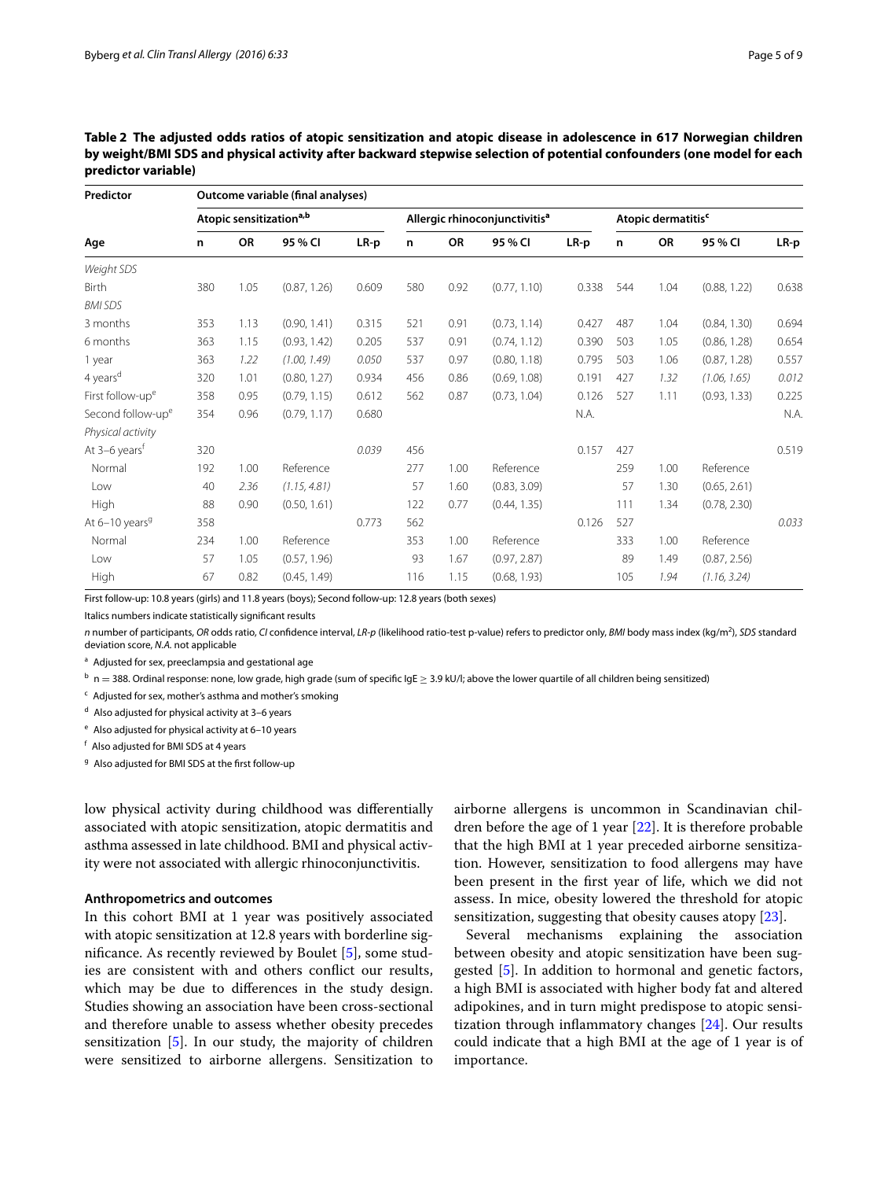**Table 2 The adjusted odds ratios of atopic sensitization and atopic disease in adolescence in 617 Norwegian children by weight/BMI SDS and physical activity after backward stepwise selection of potential confounders (one model for each predictor variable)**

| Predictor | Outcome variable (final analyses) | | | | | | | | | | | |
|---|---|---|---|---|---|---|---|---|---|---|---|---|
| | Atopic sensitization[a,b] | | | | Allergic rhinoconjunctivitis[a] | | | | Atopic dermatitis[c] | | | |
| Age | n | OR | 95 % CI | LR-p | n | OR | 95 % CI | LR-p | n | OR | 95 % CI | LR-p |
| *Weight SDS* | | | | | | | | | | | | |
| Birth | 380 | 1.05 | (0.87, 1.26) | 0.609 | 580 | 0.92 | (0.77, 1.10) | 0.338 | 544 | 1.04 | (0.88, 1.22) | 0.638 |
| *BMI SDS* | | | | | | | | | | | | |
| 3 months | 353 | 1.13 | (0.90, 1.41) | 0.315 | 521 | 0.91 | (0.73, 1.14) | 0.427 | 487 | 1.04 | (0.84, 1.30) | 0.694 |
| 6 months | 363 | 1.15 | (0.93, 1.42) | 0.205 | 537 | 0.91 | (0.74, 1.12) | 0.390 | 503 | 1.05 | (0.86, 1.28) | 0.654 |
| 1 year | 363 | *1.22* | *(1.00, 1.49)* | *0.050* | 537 | 0.97 | (0.80, 1.18) | 0.795 | 503 | 1.06 | (0.87, 1.28) | 0.557 |
| 4 years[d] | 320 | 1.01 | (0.80, 1.27) | 0.934 | 456 | 0.86 | (0.69, 1.08) | 0.191 | 427 | *1.32* | *(1.06, 1.65)* | *0.012* |
| First follow-up[e] | 358 | 0.95 | (0.79, 1.15) | 0.612 | 562 | 0.87 | (0.73, 1.04) | 0.126 | 527 | 1.11 | (0.93, 1.33) | 0.225 |
| Second follow-up[e] | 354 | 0.96 | (0.79, 1.17) | 0.680 | | | | N.A. | | | | N.A. |
| *Physical activity* | | | | | | | | | | | | |
| At 3–6 years[f] | 320 | | | *0.039* | 456 | | | 0.157 | 427 | | | 0.519 |
| Normal | 192 | 1.00 | Reference | | 277 | 1.00 | Reference | | 259 | 1.00 | Reference | |
| Low | 40 | *2.36* | *(1.15, 4.81)* | | 57 | 1.60 | (0.83, 3.09) | | 57 | 1.30 | (0.65, 2.61) | |
| High | 88 | 0.90 | (0.50, 1.61) | | 122 | 0.77 | (0.44, 1.35) | | 111 | 1.34 | (0.78, 2.30) | |
| At 6–10 years[g] | 358 | | | 0.773 | 562 | | | 0.126 | 527 | | | *0.033* |
| Normal | 234 | 1.00 | Reference | | 353 | 1.00 | Reference | | 333 | 1.00 | Reference | |
| Low | 57 | 1.05 | (0.57, 1.96) | | 93 | 1.67 | (0.97, 2.87) | | 89 | 1.49 | (0.87, 2.56) | |
| High | 67 | 0.82 | (0.45, 1.49) | | 116 | 1.15 | (0.68, 1.93) | | 105 | *1.94* | *(1.16, 3.24)* | |

First follow-up: 10.8 years (girls) and 11.8 years (boys); Second follow-up: 12.8 years (both sexes)

Italics numbers indicate statistically significant results

*n* number of participants, *OR* odds ratio, *CI* confidence interval, *LR-p* (likelihood ratio-test p-value) refers to predictor only, *BMI* body mass index (kg/m$^2$), *SDS* standard deviation score, *N.A.* not applicable

[a] Adjusted for sex, preeclampsia and gestational age

[b] n = 388. Ordinal response: none, low grade, high grade (sum of specific IgE ≥ 3.9 kU/l; above the lower quartile of all children being sensitized)

[c] Adjusted for sex, mother's asthma and mother's smoking

[d] Also adjusted for physical activity at 3–6 years

[e] Also adjusted for physical activity at 6–10 years

[f] Also adjusted for BMI SDS at 4 years

[g] Also adjusted for BMI SDS at the first follow-up

low physical activity during childhood was differentially associated with atopic sensitization, atopic dermatitis and asthma assessed in late childhood. BMI and physical activity were not associated with allergic rhinoconjunctivitis.

### Anthropometrics and outcomes

In this cohort BMI at 1 year was positively associated with atopic sensitization at 12.8 years with borderline significance. As recently reviewed by Boulet [5], some studies are consistent with and others conflict our results, which may be due to differences in the study design. Studies showing an association have been cross-sectional and therefore unable to assess whether obesity precedes sensitization [5]. In our study, the majority of children were sensitized to airborne allergens. Sensitization to airborne allergens is uncommon in Scandinavian children before the age of 1 year [22]. It is therefore probable that the high BMI at 1 year preceded airborne sensitization. However, sensitization to food allergens may have been present in the first year of life, which we did not assess. In mice, obesity lowered the threshold for atopic sensitization, suggesting that obesity causes atopy [23].

Several mechanisms explaining the association between obesity and atopic sensitization have been suggested [5]. In addition to hormonal and genetic factors, a high BMI is associated with higher body fat and altered adipokines, and in turn might predispose to atopic sensitization through inflammatory changes [24]. Our results could indicate that a high BMI at the age of 1 year is of importance.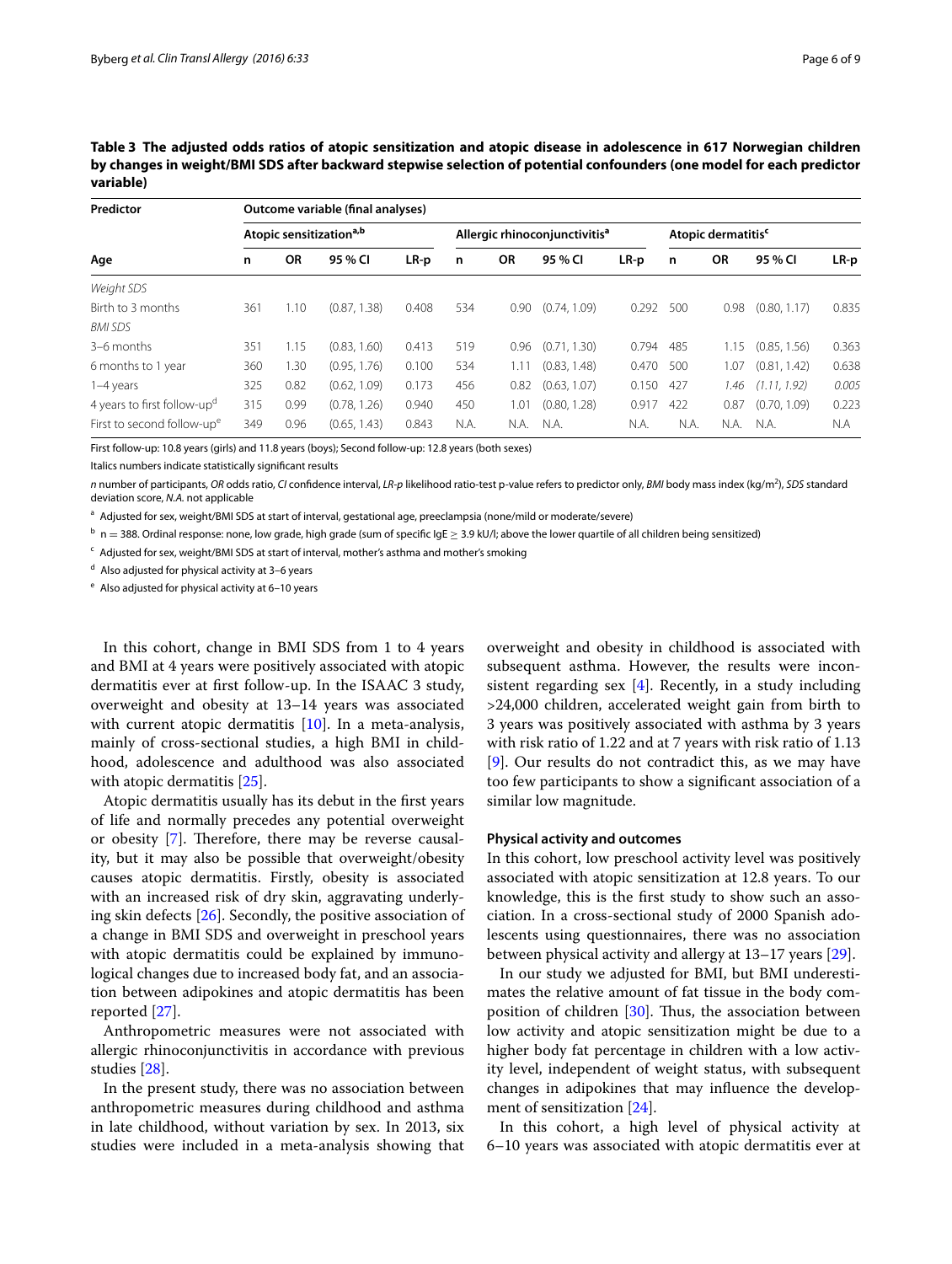**Table 3 The adjusted odds ratios of atopic sensitization and atopic disease in adolescence in 617 Norwegian children by changes in weight/BMI SDS after backward stepwise selection of potential confounders (one model for each predictor variable)**

| Predictor | Outcome variable (final analyses) | | | | | | | | | | | |
|---|---|---|---|---|---|---|---|---|---|---|---|---|
| | Atopic sensitization[a,b] | | | | Allergic rhinoconjunctivitis[a] | | | | Atopic dermatitis[c] | | | |
| Age | n | OR | 95 % CI | LR-p | n | OR | 95 % CI | LR-p | n | OR | 95 % CI | LR-p |
| *Weight SDS* | | | | | | | | | | | | |
| Birth to 3 months | 361 | 1.10 | (0.87, 1.38) | 0.408 | 534 | 0.90 | (0.74, 1.09) | 0.292 | 500 | 0.98 | (0.80, 1.17) | 0.835 |
| *BMI SDS* | | | | | | | | | | | | |
| 3–6 months | 351 | 1.15 | (0.83, 1.60) | 0.413 | 519 | 0.96 | (0.71, 1.30) | 0.794 | 485 | 1.15 | (0.85, 1.56) | 0.363 |
| 6 months to 1 year | 360 | 1.30 | (0.95, 1.76) | 0.100 | 534 | 1.11 | (0.83, 1.48) | 0.470 | 500 | 1.07 | (0.81, 1.42) | 0.638 |
| 1–4 years | 325 | 0.82 | (0.62, 1.09) | 0.173 | 456 | 0.82 | (0.63, 1.07) | 0.150 | 427 | *1.46* | *(1.11, 1.92)* | *0.005* |
| 4 years to first follow-up[d] | 315 | 0.99 | (0.78, 1.26) | 0.940 | 450 | 1.01 | (0.80, 1.28) | 0.917 | 422 | 0.87 | (0.70, 1.09) | 0.223 |
| First to second follow-up[e] | 349 | 0.96 | (0.65, 1.43) | 0.843 | N.A. | N.A. | N.A. | N.A. | N.A. | N.A. | N.A. | N.A |

First follow-up: 10.8 years (girls) and 11.8 years (boys); Second follow-up: 12.8 years (both sexes)

Italics numbers indicate statistically significant results

*n* number of participants, *OR* odds ratio, *CI* confidence interval, *LR-p* likelihood ratio-test p-value refers to predictor only, *BMI* body mass index (kg/m$^2$), *SDS* standard deviation score, *N.A.* not applicable

[a] Adjusted for sex, weight/BMI SDS at start of interval, gestational age, preeclampsia (none/mild or moderate/severe)

[b] n = 388. Ordinal response: none, low grade, high grade (sum of specific IgE ≥ 3.9 kU/l; above the lower quartile of all children being sensitized)

[c] Adjusted for sex, weight/BMI SDS at start of interval, mother's asthma and mother's smoking

[d] Also adjusted for physical activity at 3–6 years

[e] Also adjusted for physical activity at 6–10 years

In this cohort, change in BMI SDS from 1 to 4 years and BMI at 4 years were positively associated with atopic dermatitis ever at first follow-up. In the ISAAC 3 study, overweight and obesity at 13–14 years was associated with current atopic dermatitis [10]. In a meta-analysis, mainly of cross-sectional studies, a high BMI in childhood, adolescence and adulthood was also associated with atopic dermatitis [25].

Atopic dermatitis usually has its debut in the first years of life and normally precedes any potential overweight or obesity [7]. Therefore, there may be reverse causality, but it may also be possible that overweight/obesity causes atopic dermatitis. Firstly, obesity is associated with an increased risk of dry skin, aggravating underlying skin defects [26]. Secondly, the positive association of a change in BMI SDS and overweight in preschool years with atopic dermatitis could be explained by immunological changes due to increased body fat, and an association between adipokines and atopic dermatitis has been reported [27].

Anthropometric measures were not associated with allergic rhinoconjunctivitis in accordance with previous studies [28].

In the present study, there was no association between anthropometric measures during childhood and asthma in late childhood, without variation by sex. In 2013, six studies were included in a meta-analysis showing that overweight and obesity in childhood is associated with subsequent asthma. However, the results were inconsistent regarding sex [4]. Recently, in a study including >24,000 children, accelerated weight gain from birth to 3 years was positively associated with asthma by 3 years with risk ratio of 1.22 and at 7 years with risk ratio of 1.13 [9]. Our results do not contradict this, as we may have too few participants to show a significant association of a similar low magnitude.

#### Physical activity and outcomes

In this cohort, low preschool activity level was positively associated with atopic sensitization at 12.8 years. To our knowledge, this is the first study to show such an association. In a cross-sectional study of 2000 Spanish adolescents using questionnaires, there was no association between physical activity and allergy at 13–17 years [29].

In our study we adjusted for BMI, but BMI underestimates the relative amount of fat tissue in the body composition of children [30]. Thus, the association between low activity and atopic sensitization might be due to a higher body fat percentage in children with a low activity level, independent of weight status, with subsequent changes in adipokines that may influence the development of sensitization [24].

In this cohort, a high level of physical activity at 6–10 years was associated with atopic dermatitis ever at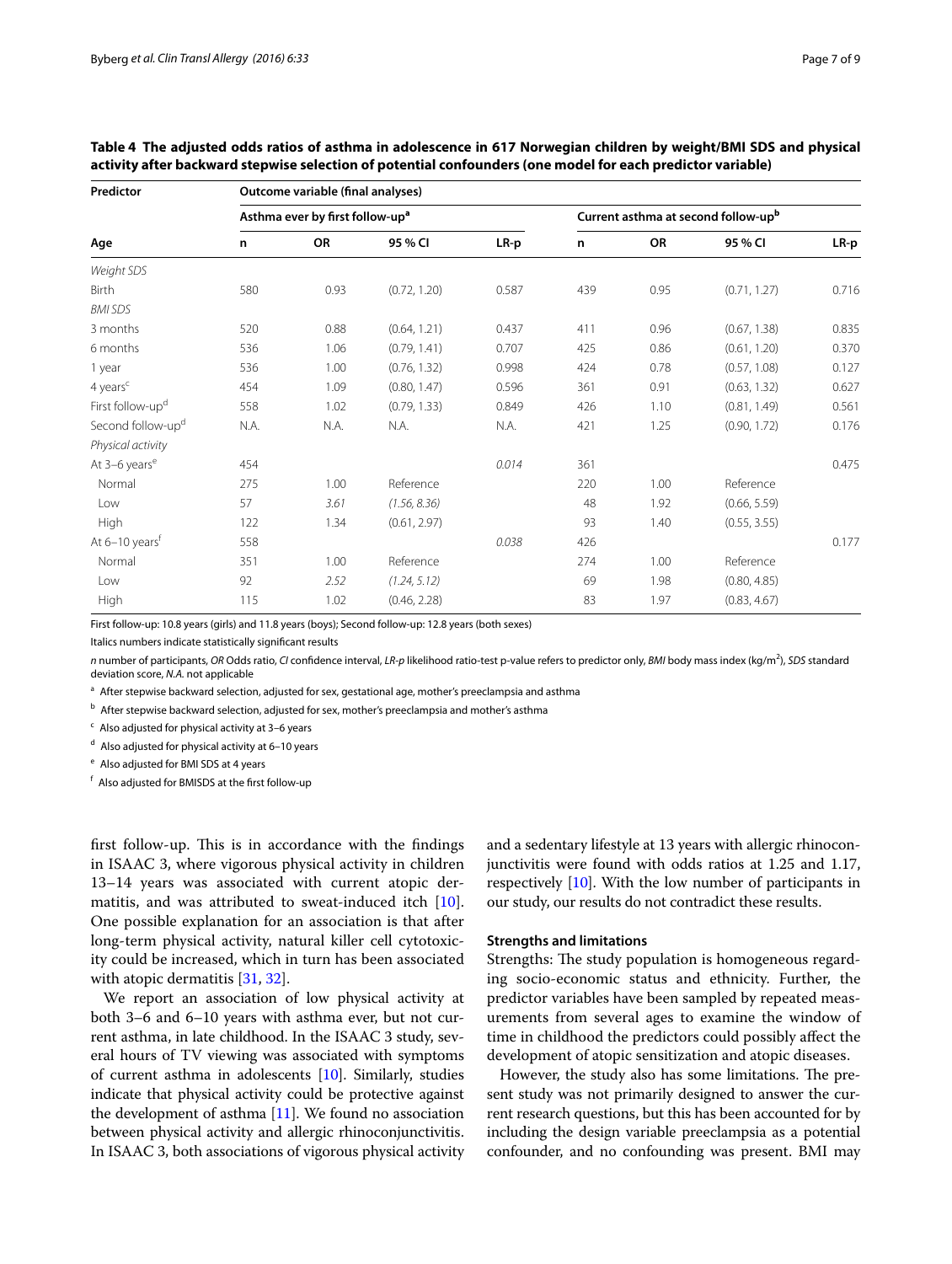**Table 4 The adjusted odds ratios of asthma in adolescence in 617 Norwegian children by weight/BMI SDS and physical activity after backward stepwise selection of potential confounders (one model for each predictor variable)**

| Predictor | Outcome variable (final analyses) | | | | | | | |
|---|---|---|---|---|---|---|---|---|
| | Asthma ever by first follow-up[a] | | | | Current asthma at second follow-up[b] | | | |
| Age | n | OR | 95 % CI | LR-p | n | OR | 95 % CI | LR-p |
| *Weight SDS* | | | | | | | | |
| Birth | 580 | 0.93 | (0.72, 1.20) | 0.587 | 439 | 0.95 | (0.71, 1.27) | 0.716 |
| *BMI SDS* | | | | | | | | |
| 3 months | 520 | 0.88 | (0.64, 1.21) | 0.437 | 411 | 0.96 | (0.67, 1.38) | 0.835 |
| 6 months | 536 | 1.06 | (0.79, 1.41) | 0.707 | 425 | 0.86 | (0.61, 1.20) | 0.370 |
| 1 year | 536 | 1.00 | (0.76, 1.32) | 0.998 | 424 | 0.78 | (0.57, 1.08) | 0.127 |
| 4 years[c] | 454 | 1.09 | (0.80, 1.47) | 0.596 | 361 | 0.91 | (0.63, 1.32) | 0.627 |
| First follow-up[d] | 558 | 1.02 | (0.79, 1.33) | 0.849 | 426 | 1.10 | (0.81, 1.49) | 0.561 |
| Second follow-up[d] | N.A. | N.A. | N.A. | N.A. | 421 | 1.25 | (0.90, 1.72) | 0.176 |
| *Physical activity* | | | | | | | | |
| At 3–6 years[e] | 454 | | | *0.014* | 361 | | | 0.475 |
| Normal | 275 | 1.00 | Reference | | 220 | 1.00 | Reference | |
| Low | 57 | *3.61* | *(1.56, 8.36)* | | 48 | 1.92 | (0.66, 5.59) | |
| High | 122 | 1.34 | (0.61, 2.97) | | 93 | 1.40 | (0.55, 3.55) | |
| At 6–10 years[f] | 558 | | | *0.038* | 426 | | | 0.177 |
| Normal | 351 | 1.00 | Reference | | 274 | 1.00 | Reference | |
| Low | 92 | *2.52* | *(1.24, 5.12)* | | 69 | 1.98 | (0.80, 4.85) | |
| High | 115 | 1.02 | (0.46, 2.28) | | 83 | 1.97 | (0.83, 4.67) | |

First follow-up: 10.8 years (girls) and 11.8 years (boys); Second follow-up: 12.8 years (both sexes)

Italics numbers indicate statistically significant results

*n* number of participants, *OR* Odds ratio, *CI* confidence interval, *LR-p* likelihood ratio-test p-value refers to predictor only, *BMI* body mass index (kg/m$^2$), *SDS* standard deviation score, *N.A.* not applicable

[a] After stepwise backward selection, adjusted for sex, gestational age, mother's preeclampsia and asthma

[b] After stepwise backward selection, adjusted for sex, mother's preeclampsia and mother's asthma

[c] Also adjusted for physical activity at 3–6 years

[d] Also adjusted for physical activity at 6–10 years

[e] Also adjusted for BMI SDS at 4 years

[f] Also adjusted for BMISDS at the first follow-up

first follow-up. This is in accordance with the findings in ISAAC 3, where vigorous physical activity in children 13–14 years was associated with current atopic dermatitis, and was attributed to sweat-induced itch [10]. One possible explanation for an association is that after long-term physical activity, natural killer cell cytotoxicity could be increased, which in turn has been associated with atopic dermatitis [31, 32].

We report an association of low physical activity at both 3–6 and 6–10 years with asthma ever, but not current asthma, in late childhood. In the ISAAC 3 study, several hours of TV viewing was associated with symptoms of current asthma in adolescents [10]. Similarly, studies indicate that physical activity could be protective against the development of asthma [11]. We found no association between physical activity and allergic rhinoconjunctivitis. In ISAAC 3, both associations of vigorous physical activity and a sedentary lifestyle at 13 years with allergic rhinoconjunctivitis were found with odds ratios at 1.25 and 1.17, respectively [10]. With the low number of participants in our study, our results do not contradict these results.

### Strengths and limitations

Strengths: The study population is homogeneous regarding socio-economic status and ethnicity. Further, the predictor variables have been sampled by repeated measurements from several ages to examine the window of time in childhood the predictors could possibly affect the development of atopic sensitization and atopic diseases.

However, the study also has some limitations. The present study was not primarily designed to answer the current research questions, but this has been accounted for by including the design variable preeclampsia as a potential confounder, and no confounding was present. BMI may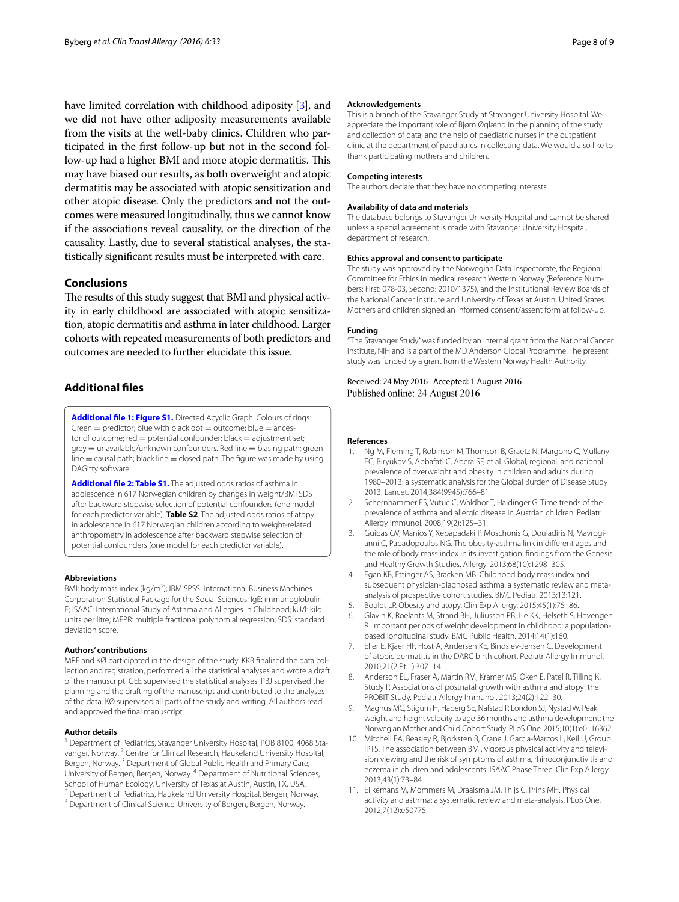have limited correlation with childhood adiposity [3], and we did not have other adiposity measurements available from the visits at the well-baby clinics. Children who participated in the first follow-up but not in the second follow-up had a higher BMI and more atopic dermatitis. This may have biased our results, as both overweight and atopic dermatitis may be associated with atopic sensitization and other atopic disease. Only the predictors and not the outcomes were measured longitudinally, thus we cannot know if the associations reveal causality, or the direction of the causality. Lastly, due to several statistical analyses, the statistically significant results must be interpreted with care.

## Conclusions

The results of this study suggest that BMI and physical activity in early childhood are associated with atopic sensitization, atopic dermatitis and asthma in later childhood. Larger cohorts with repeated measurements of both predictors and outcomes are needed to further elucidate this issue.

## Additional files

**Additional file 1: Figure S1.** Directed Acyclic Graph. Colours of rings: Green = predictor; blue with black dot = outcome; blue = ancestor of outcome; red = potential confounder; black = adjustment set; grey = unavailable/unknown confounders. Red line = biasing path; green line = causal path; black line = closed path. The figure was made by using DAGitty software.

**Additional file 2: Table S1.** The adjusted odds ratios of asthma in adolescence in 617 Norwegian children by changes in weight/BMI SDS after backward stepwise selection of potential confounders (one model for each predictor variable). **Table S2**. The adjusted odds ratios of atopy in adolescence in 617 Norwegian children according to weight-related anthropometry in adolescence after backward stepwise selection of potential confounders (one model for each predictor variable).

#### Abbreviations

BMI: body mass index (kg/m$^2$); IBM SPSS: International Business Machines Corporation Statistical Package for the Social Sciences; IgE: immunoglobulin E; ISAAC: International Study of Asthma and Allergies in Childhood; kU/l: kilo units per litre; MFPR: multiple fractional polynomial regression; SDS: standard deviation score.

#### Authors' contributions

MRF and KØ participated in the design of the study. KKB finalised the data collection and registration, performed all the statistical analyses and wrote a draft of the manuscript. GEE supervised the statistical analyses. PBJ supervised the planning and the drafting of the manuscript and contributed to the analyses of the data. KØ supervised all parts of the study and writing. All authors read and approved the final manuscript.

#### Author details

[1] Department of Pediatrics, Stavanger University Hospital, POB 8100, 4068 Stavanger, Norway. [2] Centre for Clinical Research, Haukeland University Hospital, Bergen, Norway. [3] Department of Global Public Health and Primary Care, University of Bergen, Bergen, Norway. [4] Department of Nutritional Sciences, School of Human Ecology, University of Texas at Austin, Austin, TX, USA. [5] Department of Pediatrics, Haukeland University Hospital, Bergen, Norway. [6] Department of Clinical Science, University of Bergen, Bergen, Norway.

#### Acknowledgements

This is a branch of the Stavanger Study at Stavanger University Hospital. We appreciate the important role of Bjørn Øglænd in the planning of the study and collection of data, and the help of paediatric nurses in the outpatient clinic at the department of paediatrics in collecting data. We would also like to thank participating mothers and children.

#### Competing interests

The authors declare that they have no competing interests.

#### Availability of data and materials

The database belongs to Stavanger University Hospital and cannot be shared unless a special agreement is made with Stavanger University Hospital, department of research.

#### Ethics approval and consent to participate

The study was approved by the Norwegian Data Inspectorate, the Regional Committee for Ethics in medical research Western Norway (Reference Numbers: First: 078-03, Second: 2010/1375), and the Institutional Review Boards of the National Cancer Institute and University of Texas at Austin, United States. Mothers and children signed an informed consent/assent form at follow-up.

#### Funding

"The Stavanger Study" was funded by an internal grant from the National Cancer Institute, NIH and is a part of the MD Anderson Global Programme. The present study was funded by a grant from the Western Norway Health Authority.

Received: 24 May 2016 Accepted: 1 August 2016
Published online: 24 August 2016

#### References

1. Ng M, Fleming T, Robinson M, Thomson B, Graetz N, Margono C, Mullany EC, Biryukov S, Abbafati C, Abera SF, et al. Global, regional, and national prevalence of overweight and obesity in children and adults during 1980–2013: a systematic analysis for the Global Burden of Disease Study 2013. Lancet. 2014;384(9945):766–81.
2. Schernhammer ES, Vutuc C, Waldhor T, Haidinger G. Time trends of the prevalence of asthma and allergic disease in Austrian children. Pediatr Allergy Immunol. 2008;19(2):125–31.
3. Guibas GV, Manios Y, Xepapadaki P, Moschonis G, Douladiris N, Mavrogianni C, Papadopoulos NG. The obesity-asthma link in different ages and the role of body mass index in its investigation: findings from the Genesis and Healthy Growth Studies. Allergy. 2013;68(10):1298–305.
4. Egan KB, Ettinger AS, Bracken MB. Childhood body mass index and subsequent physician-diagnosed asthma: a systematic review and meta-analysis of prospective cohort studies. BMC Pediatr. 2013;13:121.
5. Boulet LP. Obesity and atopy. Clin Exp Allergy. 2015;45(1):75–86.
6. Glavin K, Roelants M, Strand BH, Juliusson PB, Lie KK, Helseth S, Hovengen R. Important periods of weight development in childhood: a population-based longitudinal study. BMC Public Health. 2014;14(1):160.
7. Eller E, Kjaer HF, Host A, Andersen KE, Bindslev-Jensen C. Development of atopic dermatitis in the DARC birth cohort. Pediatr Allergy Immunol. 2010;21(2 Pt 1):307–14.
8. Anderson EL, Fraser A, Martin RM, Kramer MS, Oken E, Patel R, Tilling K, Study P. Associations of postnatal growth with asthma and atopy: the PROBIT Study. Pediatr Allergy Immunol. 2013;24(2):122–30.
9. Magnus MC, Stigum H, Haberg SE, Nafstad P, London SJ, Nystad W. Peak weight and height velocity to age 36 months and asthma development: the Norwegian Mother and Child Cohort Study. PLoS One. 2015;10(1):e0116362.
10. Mitchell EA, Beasley R, Bjorksten B, Crane J, Garcia-Marcos L, Keil U, Group IPTS. The association between BMI, vigorous physical activity and television viewing and the risk of symptoms of asthma, rhinoconjunctivitis and eczema in children and adolescents: ISAAC Phase Three. Clin Exp Allergy. 2013;43(1):73–84.
11. Eijkemans M, Mommers M, Draaisma JM, Thijs C, Prins MH. Physical activity and asthma: a systematic review and meta-analysis. PLoS One. 2012;7(12):e50775.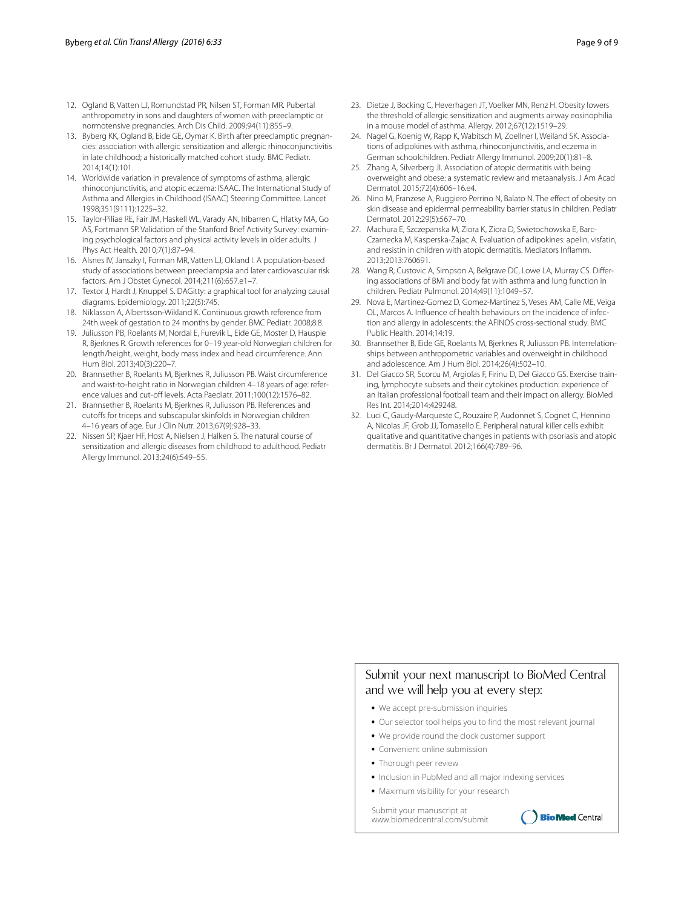12. Ogland B, Vatten LJ, Romundstad PR, Nilsen ST, Forman MR. Pubertal anthropometry in sons and daughters of women with preeclamptic or normotensive pregnancies. Arch Dis Child. 2009;94(11):855–9.
13. Byberg KK, Ogland B, Eide GE, Oymar K. Birth after preeclamptic pregnancies: association with allergic sensitization and allergic rhinoconjunctivitis in late childhood; a historically matched cohort study. BMC Pediatr. 2014;14(1):101.
14. Worldwide variation in prevalence of symptoms of asthma, allergic rhinoconjunctivitis, and atopic eczema: ISAAC. The International Study of Asthma and Allergies in Childhood (ISAAC) Steering Committee. Lancet 1998;351(9111):1225–32.
15. Taylor-Piliae RE, Fair JM, Haskell WL, Varady AN, Iribarren C, Hlatky MA, Go AS, Fortmann SP. Validation of the Stanford Brief Activity Survey: examining psychological factors and physical activity levels in older adults. J Phys Act Health. 2010;7(1):87–94.
16. Alsnes IV, Janszky I, Forman MR, Vatten LJ, Okland I. A population-based study of associations between preeclampsia and later cardiovascular risk factors. Am J Obstet Gynecol. 2014;211(6):657.e1–7.
17. Textor J, Hardt J, Knuppel S. DAGitty: a graphical tool for analyzing causal diagrams. Epidemiology. 2011;22(5):745.
18. Niklasson A, Albertsson-Wikland K. Continuous growth reference from 24th week of gestation to 24 months by gender. BMC Pediatr. 2008;8:8.
19. Juliusson PB, Roelants M, Nordal E, Furevik L, Eide GE, Moster D, Hauspie R, Bjerknes R. Growth references for 0–19 year-old Norwegian children for length/height, weight, body mass index and head circumference. Ann Hum Biol. 2013;40(3):220–7.
20. Brannsether B, Roelants M, Bjerknes R, Juliusson PB. Waist circumference and waist-to-height ratio in Norwegian children 4–18 years of age: reference values and cut-off levels. Acta Paediatr. 2011;100(12):1576–82.
21. Brannsether B, Roelants M, Bjerknes R, Juliusson PB. References and cutoffs for triceps and subscapular skinfolds in Norwegian children 4–16 years of age. Eur J Clin Nutr. 2013;67(9):928–33.
22. Nissen SP, Kjaer HF, Host A, Nielsen J, Halken S. The natural course of sensitization and allergic diseases from childhood to adulthood. Pediatr Allergy Immunol. 2013;24(6):549–55.
23. Dietze J, Bocking C, Heverhagen JT, Voelker MN, Renz H. Obesity lowers the threshold of allergic sensitization and augments airway eosinophilia in a mouse model of asthma. Allergy. 2012;67(12):1519–29.
24. Nagel G, Koenig W, Rapp K, Wabitsch M, Zoellner I, Weiland SK. Associations of adipokines with asthma, rhinoconjunctivitis, and eczema in German schoolchildren. Pediatr Allergy Immunol. 2009;20(1):81–8.
25. Zhang A, Silverberg JI. Association of atopic dermatitis with being overweight and obese: a systematic review and metaanalysis. J Am Acad Dermatol. 2015;72(4):606–16.e4.
26. Nino M, Franzese A, Ruggiero Perrino N, Balato N. The effect of obesity on skin disease and epidermal permeability barrier status in children. Pediatr Dermatol. 2012;29(5):567–70.
27. Machura E, Szczepanska M, Ziora K, Ziora D, Swietochowska E, Barc-Czarnecka M, Kasperska-Zajac A. Evaluation of adipokines: apelin, visfatin, and resistin in children with atopic dermatitis. Mediators Inflamm. 2013;2013:760691.
28. Wang R, Custovic A, Simpson A, Belgrave DC, Lowe LA, Murray CS. Differing associations of BMI and body fat with asthma and lung function in children. Pediatr Pulmonol. 2014;49(11):1049–57.
29. Nova E, Martinez-Gomez D, Gomez-Martinez S, Veses AM, Calle ME, Veiga OL, Marcos A. Influence of health behaviours on the incidence of infection and allergy in adolescents: the AFINOS cross-sectional study. BMC Public Health. 2014;14:19.
30. Brannsether B, Eide GE, Roelants M, Bjerknes R, Juliusson PB. Interrelationships between anthropometric variables and overweight in childhood and adolescence. Am J Hum Biol. 2014;26(4):502–10.
31. Del Giacco SR, Scorcu M, Argiolas F, Firinu D, Del Giacco GS. Exercise training, lymphocyte subsets and their cytokines production: experience of an Italian professional football team and their impact on allergy. BioMed Res Int. 2014;2014:429248.
32. Luci C, Gaudy-Marqueste C, Rouzaire P, Audonnet S, Cognet C, Hennino A, Nicolas JF, Grob JJ, Tomasello E. Peripheral natural killer cells exhibit qualitative and quantitative changes in patients with psoriasis and atopic dermatitis. Br J Dermatol. 2012;166(4):789–96.

Submit your next manuscript to BioMed Central and we will help you at every step:

- We accept pre-submission inquiries
- Our selector tool helps you to find the most relevant journal
- We provide round the clock customer support
- Convenient online submission
- Thorough peer review
- Inclusion in PubMed and all major indexing services
- Maximum visibility for your research

Submit your manuscript at www.biomedcentral.com/submit

BioMed Central